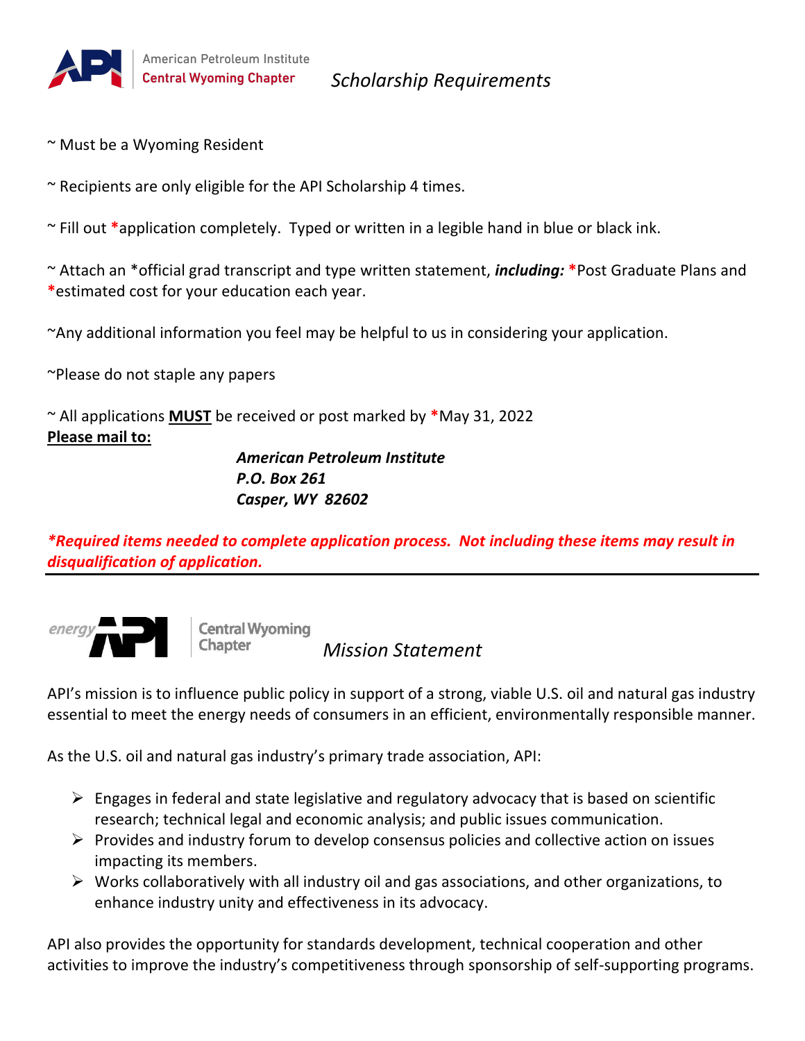American Petroleum Institute
Central Wyoming Chapter

## *Scholarship Requirements*

~ Must be a Wyoming Resident

~ Recipients are only eligible for the API Scholarship 4 times.

~ Fill out *application completely. Typed or written in a legible hand in blue or black ink.

~ Attach an *official grad transcript and type written statement, ***including:*** *Post Graduate Plans and *estimated cost for your education each year.

~Any additional information you feel may be helpful to us in considering your application.

~Please do not staple any papers

~ All applications <u>**MUST**</u> be received or post marked by *May 31, 2022

<u>**Please mail to:**</u>

***American Petroleum Institute***
***P.O. Box 261***
***Casper, WY 82602***

***\*Required items needed to complete application process. Not including these items may result in disqualification of application.***

---

energy API Central Wyoming Chapter

## *Mission Statement*

API's mission is to influence public policy in support of a strong, viable U.S. oil and natural gas industry essential to meet the energy needs of consumers in an efficient, environmentally responsible manner.

As the U.S. oil and natural gas industry's primary trade association, API:

- Engages in federal and state legislative and regulatory advocacy that is based on scientific research; technical legal and economic analysis; and public issues communication.
- Provides and industry forum to develop consensus policies and collective action on issues impacting its members.
- Works collaboratively with all industry oil and gas associations, and other organizations, to enhance industry unity and effectiveness in its advocacy.

API also provides the opportunity for standards development, technical cooperation and other activities to improve the industry's competitiveness through sponsorship of self-supporting programs.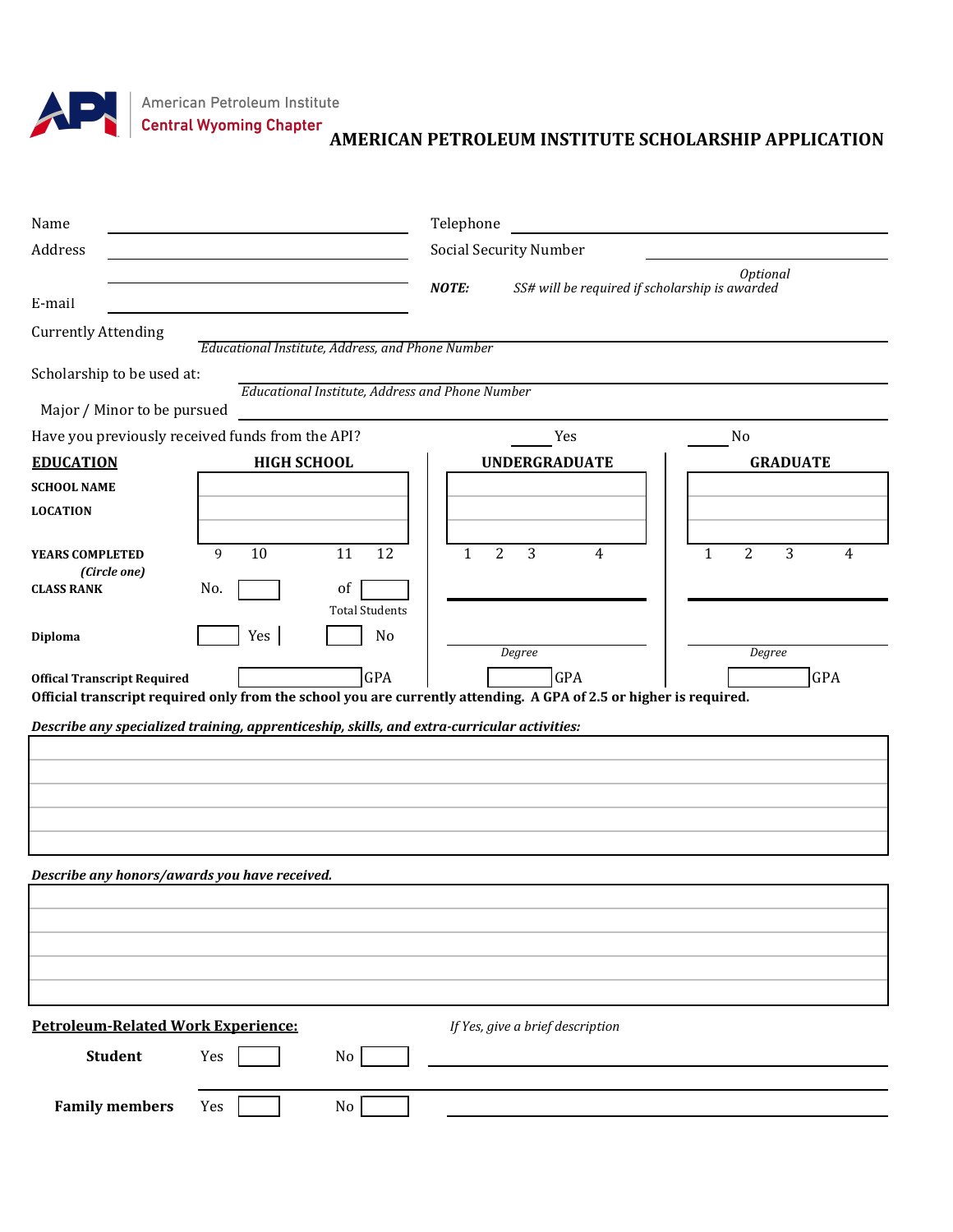American Petroleum Institute
Central Wyoming Chapter

# AMERICAN PETROLEUM INSTITUTE SCHOLARSHIP APPLICATION

Name ______________________ Telephone ______________________

Address ______________________ Social Security Number ______________________

______________________ *Optional*

**NOTE:** *SS# will be required if scholarship is awarded*

E-mail ______________________

Currently Attending ______________________
*Educational Institute, Address, and Phone Number*

Scholarship to be used at: ______________________
*Educational Institute, Address and Phone Number*

Major / Minor to be pursued ______________________

Have you previously received funds from the API? ____ Yes ____ No

| **EDUCATION** | **HIGH SCHOOL** | **UNDERGRADUATE** | **GRADUATE** |
|---|---|---|---|
| **SCHOOL NAME** | | | |
| **LOCATION** | | | |
| **YEARS COMPLETED** *(Circle one)* | 9 10 11 12 | 1 2 3 4 | 1 2 3 4 |
| **CLASS RANK** | No. ____ of ____ Total Students | | |
| **Diploma** | ____ Yes ____ No | *Degree* | *Degree* |
| **Offical Transcript Required** | ____ GPA | ____ GPA | ____ GPA |

**Official transcript required only from the school you are currently attending. A GPA of 2.5 or higher is required.**

***Describe any specialized training, apprenticeship, skills, and extra-curricular activities:***

***Describe any honors/awards you have received.***

**Petroleum-Related Work Experience:** *If Yes, give a brief description*

**Student** Yes ____ No ____ ______________________

**Family members** Yes ____ No ____ ______________________